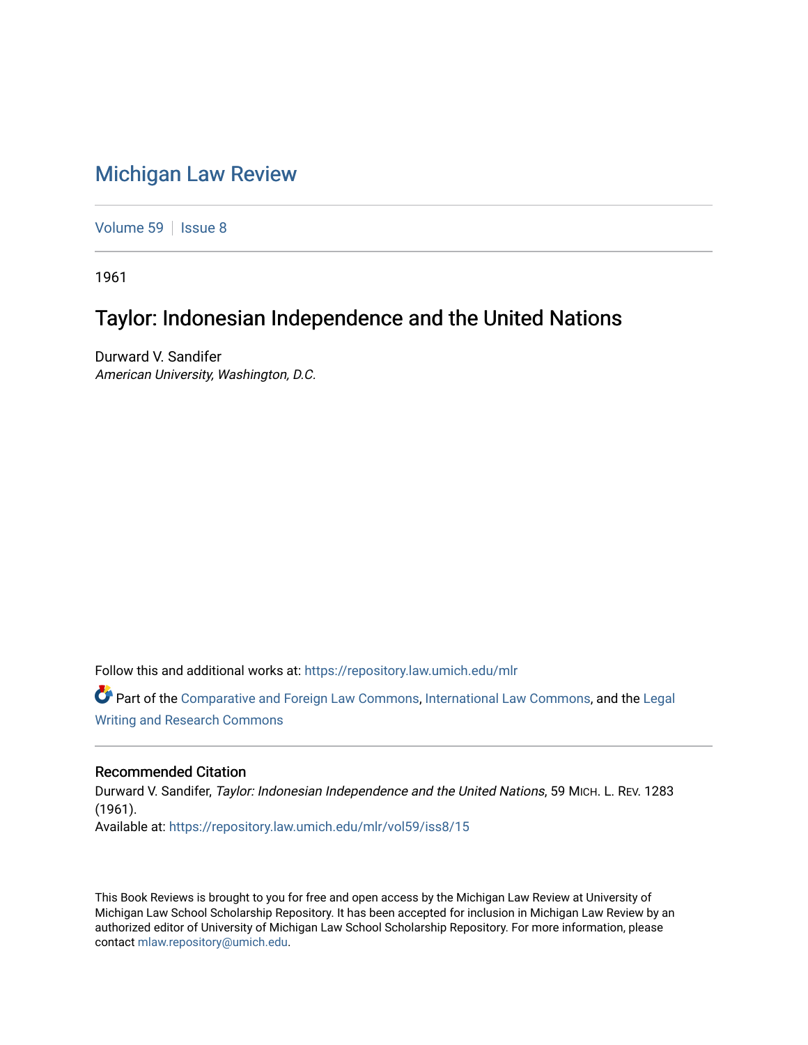# Michigan Law Review

Volume 59 | Issue 8

1961

## Taylor: Indonesian Independence and the United Nations

Durward V. Sandifer
*American University, Washington, D.C.*

Follow this and additional works at: https://repository.law.umich.edu/mlr

Part of the Comparative and Foreign Law Commons, International Law Commons, and the Legal Writing and Research Commons

### Recommended Citation

Durward V. Sandifer, *Taylor: Indonesian Independence and the United Nations*, 59 MICH. L. REV. 1283 (1961).
Available at: https://repository.law.umich.edu/mlr/vol59/iss8/15

This Book Reviews is brought to you for free and open access by the Michigan Law Review at University of Michigan Law School Scholarship Repository. It has been accepted for inclusion in Michigan Law Review by an authorized editor of University of Michigan Law School Scholarship Repository. For more information, please contact mlaw.repository@umich.edu.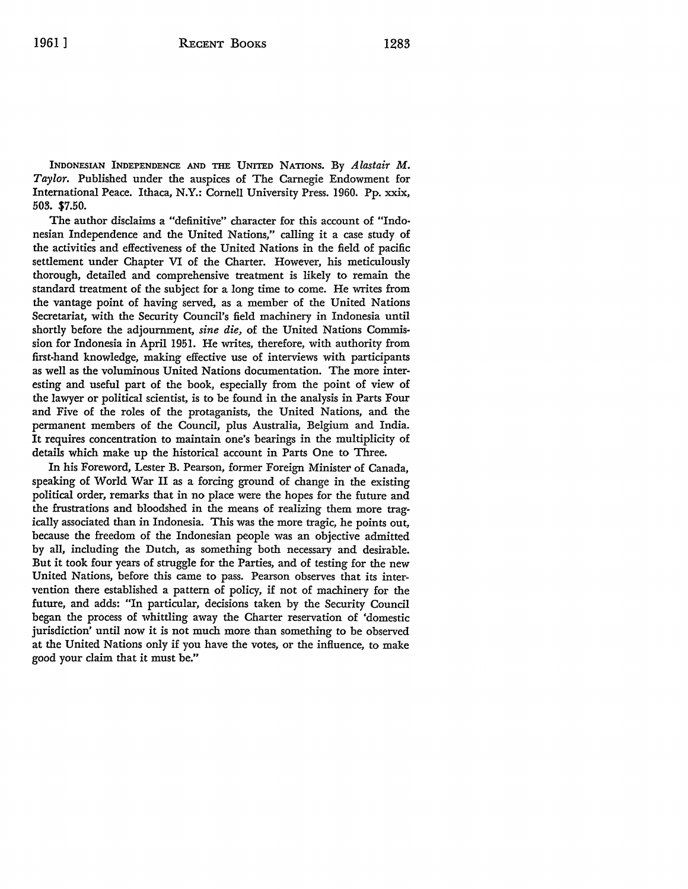INDONESIAN INDEPENDENCE AND THE UNITED NATIONS. By *Alastair M. Taylor*. Published under the auspices of The Carnegie Endowment for International Peace. Ithaca, N.Y.: Cornell University Press. 1960. Pp. xxix, 503. $7.50.

The author disclaims a "definitive" character for this account of "Indonesian Independence and the United Nations," calling it a case study of the activities and effectiveness of the United Nations in the field of pacific settlement under Chapter VI of the Charter. However, his meticulously thorough, detailed and comprehensive treatment is likely to remain the standard treatment of the subject for a long time to come. He writes from the vantage point of having served, as a member of the United Nations Secretariat, with the Security Council's field machinery in Indonesia until shortly before the adjournment, *sine die*, of the United Nations Commission for Indonesia in April 1951. He writes, therefore, with authority from first-hand knowledge, making effective use of interviews with participants as well as the voluminous United Nations documentation. The more interesting and useful part of the book, especially from the point of view of the lawyer or political scientist, is to be found in the analysis in Parts Four and Five of the roles of the protaganists, the United Nations, and the permanent members of the Council, plus Australia, Belgium and India. It requires concentration to maintain one's bearings in the multiplicity of details which make up the historical account in Parts One to Three.

In his Foreword, Lester B. Pearson, former Foreign Minister of Canada, speaking of World War II as a forcing ground of change in the existing political order, remarks that in no place were the hopes for the future and the frustrations and bloodshed in the means of realizing them more tragically associated than in Indonesia. This was the more tragic, he points out, because the freedom of the Indonesian people was an objective admitted by all, including the Dutch, as something both necessary and desirable. But it took four years of struggle for the Parties, and of testing for the new United Nations, before this came to pass. Pearson observes that its intervention there established a pattern of policy, if not of machinery for the future, and adds: "In particular, decisions taken by the Security Council began the process of whittling away the Charter reservation of 'domestic jurisdiction' until now it is not much more than something to be observed at the United Nations only if you have the votes, or the influence, to make good your claim that it must be."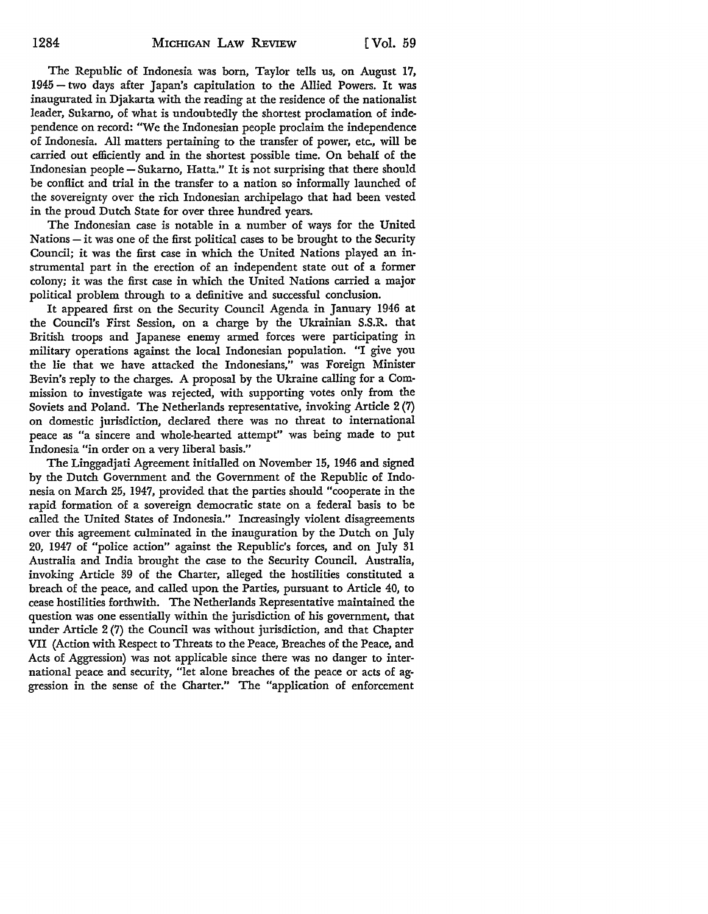The Republic of Indonesia was born, Taylor tells us, on August 17, 1945 — two days after Japan's capitulation to the Allied Powers. It was inaugurated in Djakarta with the reading at the residence of the nationalist leader, Sukarno, of what is undoubtedly the shortest proclamation of independence on record: "We the Indonesian people proclaim the independence of Indonesia. All matters pertaining to the transfer of power, etc., will be carried out efficiently and in the shortest possible time. On behalf of the Indonesian people — Sukarno, Hatta." It is not surprising that there should be conflict and trial in the transfer to a nation so informally launched of the sovereignty over the rich Indonesian archipelago that had been vested in the proud Dutch State for over three hundred years.

The Indonesian case is notable in a number of ways for the United Nations — it was one of the first political cases to be brought to the Security Council; it was the first case in which the United Nations played an instrumental part in the erection of an independent state out of a former colony; it was the first case in which the United Nations carried a major political problem through to a definitive and successful conclusion.

It appeared first on the Security Council Agenda in January 1946 at the Council's First Session, on a charge by the Ukrainian S.S.R. that British troops and Japanese enemy armed forces were participating in military operations against the local Indonesian population. "I give you the lie that we have attacked the Indonesians," was Foreign Minister Bevin's reply to the charges. A proposal by the Ukraine calling for a Commission to investigate was rejected, with supporting votes only from the Soviets and Poland. The Netherlands representative, invoking Article 2 (7) on domestic jurisdiction, declared there was no threat to international peace as "a sincere and whole-hearted attempt" was being made to put Indonesia "in order on a very liberal basis."

The Linggadjati Agreement initialled on November 15, 1946 and signed by the Dutch Government and the Government of the Republic of Indonesia on March 25, 1947, provided that the parties should "cooperate in the rapid formation of a sovereign democratic state on a federal basis to be called the United States of Indonesia." Increasingly violent disagreements over this agreement culminated in the inauguration by the Dutch on July 20, 1947 of "police action" against the Republic's forces, and on July 31 Australia and India brought the case to the Security Council. Australia, invoking Article 39 of the Charter, alleged the hostilities constituted a breach of the peace, and called upon the Parties, pursuant to Article 40, to cease hostilities forthwith. The Netherlands Representative maintained the question was one essentially within the jurisdiction of his government, that under Article 2 (7) the Council was without jurisdiction, and that Chapter VII (Action with Respect to Threats to the Peace, Breaches of the Peace, and Acts of Aggression) was not applicable since there was no danger to international peace and security, "let alone breaches of the peace or acts of aggression in the sense of the Charter." The "application of enforcement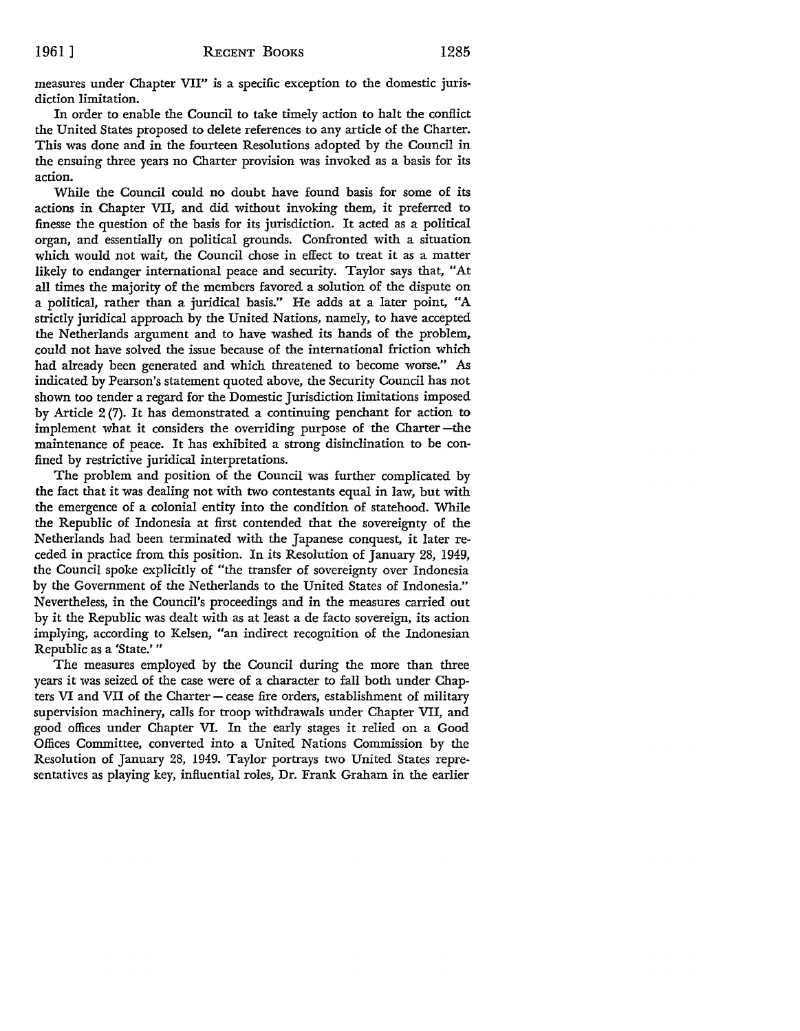measures under Chapter VII" is a specific exception to the domestic jurisdiction limitation.

In order to enable the Council to take timely action to halt the conflict the United States proposed to delete references to any article of the Charter. This was done and in the fourteen Resolutions adopted by the Council in the ensuing three years no Charter provision was invoked as a basis for its action.

While the Council could no doubt have found basis for some of its actions in Chapter VII, and did without invoking them, it preferred to finesse the question of the basis for its jurisdiction. It acted as a political organ, and essentially on political grounds. Confronted with a situation which would not wait, the Council chose in effect to treat it as a matter likely to endanger international peace and security. Taylor says that, "At all times the majority of the members favored a solution of the dispute on a political, rather than a juridical basis." He adds at a later point, "A strictly juridical approach by the United Nations, namely, to have accepted the Netherlands argument and to have washed its hands of the problem, could not have solved the issue because of the international friction which had already been generated and which threatened to become worse." As indicated by Pearson's statement quoted above, the Security Council has not shown too tender a regard for the Domestic Jurisdiction limitations imposed by Article 2 (7). It has demonstrated a continuing penchant for action to implement what it considers the overriding purpose of the Charter—the maintenance of peace. It has exhibited a strong disinclination to be confined by restrictive juridical interpretations.

The problem and position of the Council was further complicated by the fact that it was dealing not with two contestants equal in law, but with the emergence of a colonial entity into the condition of statehood. While the Republic of Indonesia at first contended that the sovereignty of the Netherlands had been terminated with the Japanese conquest, it later receded in practice from this position. In its Resolution of January 28, 1949, the Council spoke explicitly of "the transfer of sovereignty over Indonesia by the Government of the Netherlands to the United States of Indonesia." Nevertheless, in the Council's proceedings and in the measures carried out by it the Republic was dealt with as at least a de facto sovereign, its action implying, according to Kelsen, "an indirect recognition of the Indonesian Republic as a 'State.'"

The measures employed by the Council during the more than three years it was seized of the case were of a character to fall both under Chapters VI and VII of the Charter — cease fire orders, establishment of military supervision machinery, calls for troop withdrawals under Chapter VII, and good offices under Chapter VI. In the early stages it relied on a Good Offices Committee, converted into a United Nations Commission by the Resolution of January 28, 1949. Taylor portrays two United States representatives as playing key, influential roles, Dr. Frank Graham in the earlier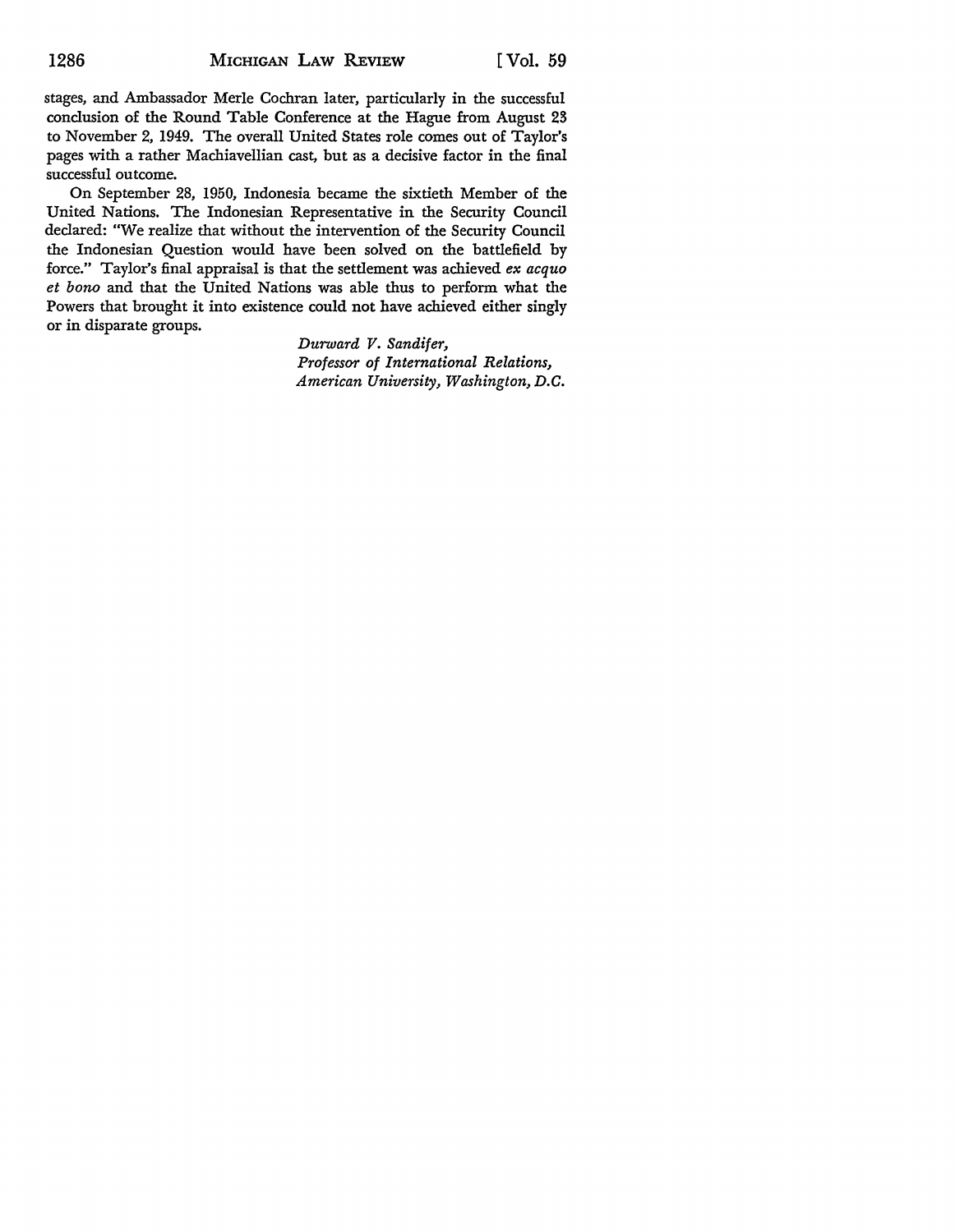stages, and Ambassador Merle Cochran later, particularly in the successful conclusion of the Round Table Conference at the Hague from August 23 to November 2, 1949. The overall United States role comes out of Taylor's pages with a rather Machiavellian cast, but as a decisive factor in the final successful outcome.

On September 28, 1950, Indonesia became the sixtieth Member of the United Nations. The Indonesian Representative in the Security Council declared: "We realize that without the intervention of the Security Council the Indonesian Question would have been solved on the battlefield by force." Taylor's final appraisal is that the settlement was achieved *ex acquo et bono* and that the United Nations was able thus to perform what the Powers that brought it into existence could not have achieved either singly or in disparate groups.

*Durward V. Sandifer,*
*Professor of International Relations,*
*American University, Washington, D.C.*